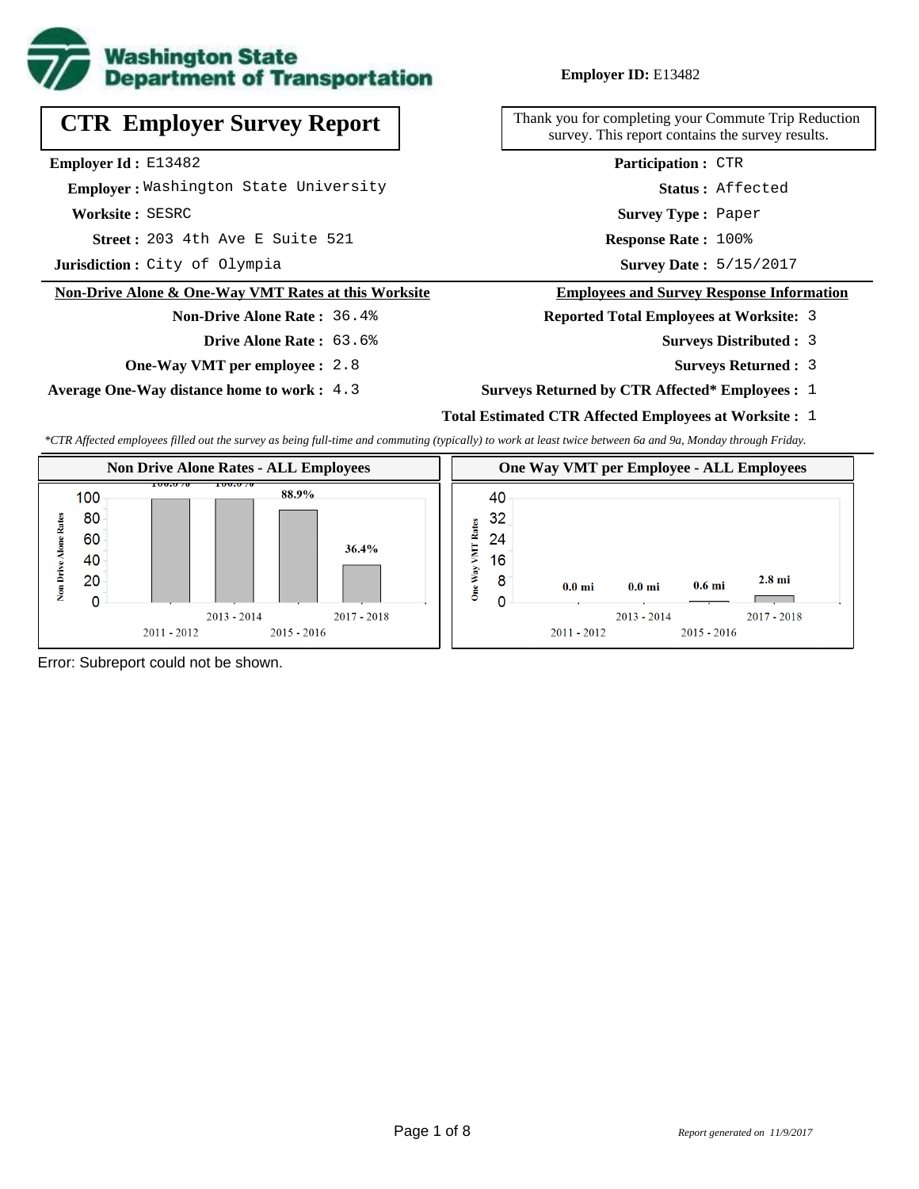**Washington State Department of Transportation**

**Employer ID:** E13482

# CTR Employer Survey Report

Thank you for completing your Commute Trip Reduction survey. This report contains the survey results.

**Employer Id :** E13482
**Employer :** Washington State University
**Worksite :** SESRC
**Street :** 203 4th Ave E Suite 521
**Jurisdiction :** City of Olympia

**Participation :** CTR
**Status :** Affected
**Survey Type :** Paper
**Response Rate :** 100%
**Survey Date :** 5/15/2017

## Non-Drive Alone & One-Way VMT Rates at this Worksite

**Non-Drive Alone Rate :** 36.4%
**Drive Alone Rate :** 63.6%
**One-Way VMT per employee :** 2.8
**Average One-Way distance home to work :** 4.3

## Employees and Survey Response Information

**Reported Total Employees at Worksite:** 3
**Surveys Distributed :** 3
**Surveys Returned :** 3
**Surveys Returned by CTR Affected\* Employees :** 1
**Total Estimated CTR Affected Employees at Worksite :** 1

*\*CTR Affected employees filled out the survey as being full-time and commuting (typically) to work at least twice between 6a and 9a, Monday through Friday.*

### Non Drive Alone Rates - ALL Employees

| Period | Non Drive Alone Rate |
|---|---|
| 2011 - 2012 | 100.0% |
| 2013 - 2014 | 100.0% |
| 2015 - 2016 | 88.9% |
| 2017 - 2018 | 36.4% |

### One Way VMT per Employee - ALL Employees

| Period | One Way VMT |
|---|---|
| 2011 - 2012 | 0.0 mi |
| 2013 - 2014 | 0.0 mi |
| 2015 - 2016 | 0.6 mi |
| 2017 - 2018 | 2.8 mi |

Error: Subreport could not be shown.

*Report generated on 11/9/2017*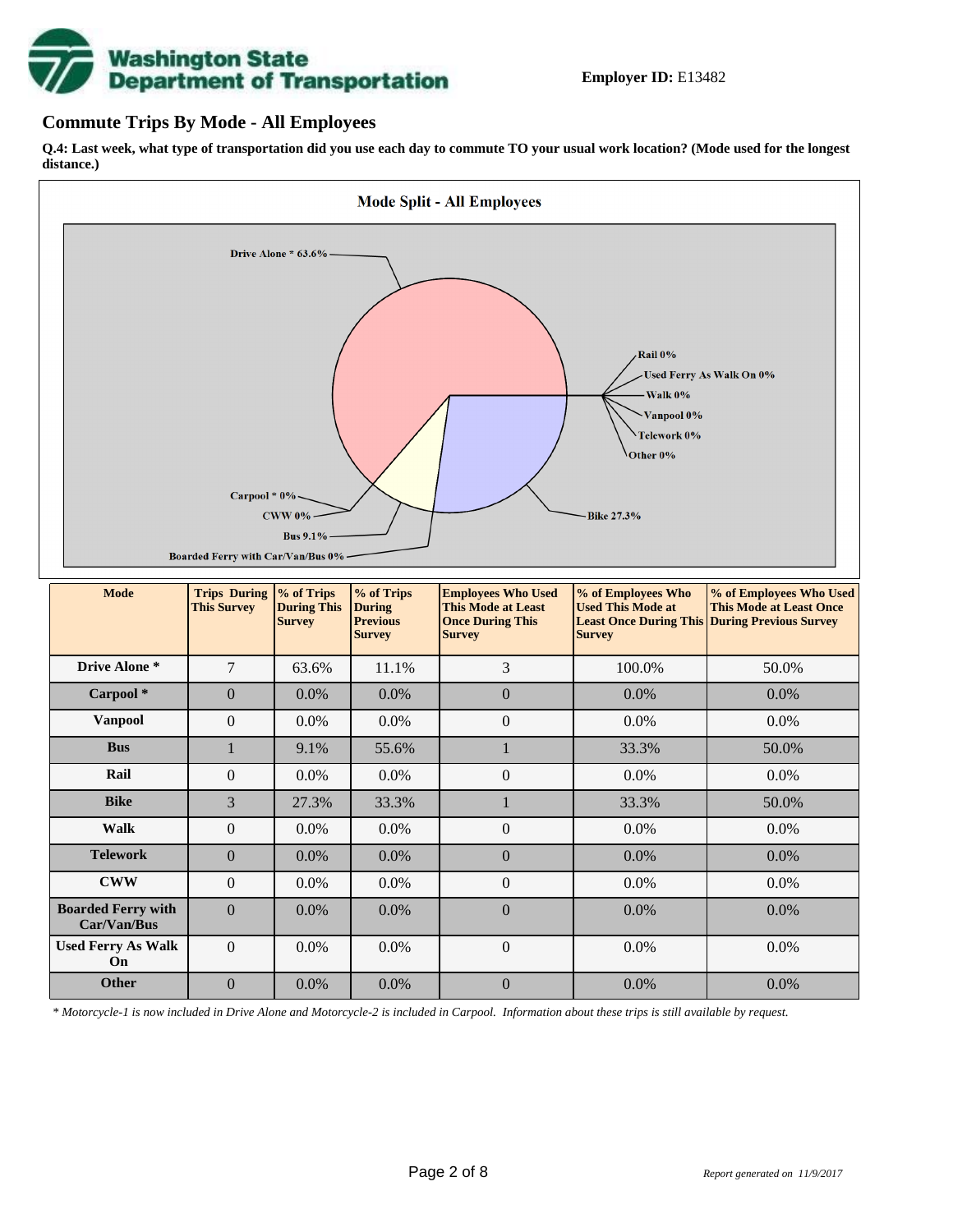Washington State Department of Transportation

**Employer ID:** E13482

## Commute Trips By Mode - All Employees

**Q.4: Last week, what type of transportation did you use each day to commute TO your usual work location? (Mode used for the longest distance.)**

**Mode Split - All Employees**

Drive Alone * 63.6%
Rail 0%
Used Ferry As Walk On 0%
Walk 0%
Vanpool 0%
Telework 0%
Other 0%
Carpool * 0%
CWW 0%
Bus 9.1%
Boarded Ferry with Car/Van/Bus 0%
Bike 27.3%

| Mode | Trips During This Survey | % of Trips During This Survey | % of Trips During Previous Survey | Employees Who Used This Mode at Least Once During This Survey | % of Employees Who Used This Mode at Least Once During This Survey | % of Employees Who Used This Mode at Least Once During Previous Survey |
|---|---|---|---|---|---|---|
| **Drive Alone *** | 7 | 63.6% | 11.1% | 3 | 100.0% | 50.0% |
| **Carpool *** | 0 | 0.0% | 0.0% | 0 | 0.0% | 0.0% |
| **Vanpool** | 0 | 0.0% | 0.0% | 0 | 0.0% | 0.0% |
| **Bus** | 1 | 9.1% | 55.6% | 1 | 33.3% | 50.0% |
| **Rail** | 0 | 0.0% | 0.0% | 0 | 0.0% | 0.0% |
| **Bike** | 3 | 27.3% | 33.3% | 1 | 33.3% | 50.0% |
| **Walk** | 0 | 0.0% | 0.0% | 0 | 0.0% | 0.0% |
| **Telework** | 0 | 0.0% | 0.0% | 0 | 0.0% | 0.0% |
| **CWW** | 0 | 0.0% | 0.0% | 0 | 0.0% | 0.0% |
| **Boarded Ferry with Car/Van/Bus** | 0 | 0.0% | 0.0% | 0 | 0.0% | 0.0% |
| **Used Ferry As Walk On** | 0 | 0.0% | 0.0% | 0 | 0.0% | 0.0% |
| **Other** | 0 | 0.0% | 0.0% | 0 | 0.0% | 0.0% |

*\* Motorcycle-1 is now included in Drive Alone and Motorcycle-2 is included in Carpool. Information about these trips is still available by request.*

*Report generated on 11/9/2017*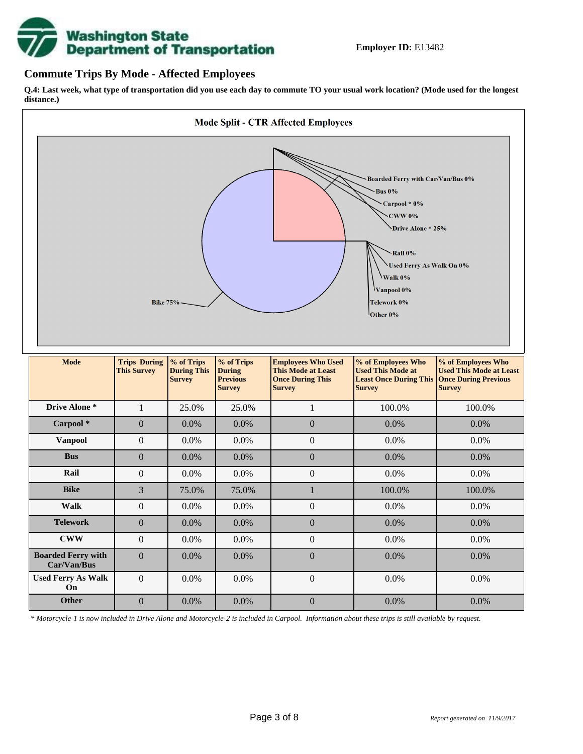**Employer ID:** E13482

## Commute Trips By Mode - Affected Employees

**Q.4: Last week, what type of transportation did you use each day to commute TO your usual work location? (Mode used for the longest distance.)**

**Mode Split - CTR Affected Employees**

Boarded Ferry with Car/Van/Bus 0%
Bus 0%
Carpool * 0%
CWW 0%
Drive Alone * 25%
Rail 0%
Used Ferry As Walk On 0%
Walk 0%
Vanpool 0%
Telework 0%
Other 0%
Bike 75%

| Mode | Trips During This Survey | % of Trips During This Survey | % of Trips During Previous Survey | Employees Who Used This Mode at Least Once During This Survey | % of Employees Who Used This Mode at Least Once During This Survey | % of Employees Who Used This Mode at Least Once During Previous Survey |
|---|---|---|---|---|---|---|
| **Drive Alone *** | 1 | 25.0% | 25.0% | 1 | 100.0% | 100.0% |
| **Carpool *** | 0 | 0.0% | 0.0% | 0 | 0.0% | 0.0% |
| **Vanpool** | 0 | 0.0% | 0.0% | 0 | 0.0% | 0.0% |
| **Bus** | 0 | 0.0% | 0.0% | 0 | 0.0% | 0.0% |
| **Rail** | 0 | 0.0% | 0.0% | 0 | 0.0% | 0.0% |
| **Bike** | 3 | 75.0% | 75.0% | 1 | 100.0% | 100.0% |
| **Walk** | 0 | 0.0% | 0.0% | 0 | 0.0% | 0.0% |
| **Telework** | 0 | 0.0% | 0.0% | 0 | 0.0% | 0.0% |
| **CWW** | 0 | 0.0% | 0.0% | 0 | 0.0% | 0.0% |
| **Boarded Ferry with Car/Van/Bus** | 0 | 0.0% | 0.0% | 0 | 0.0% | 0.0% |
| **Used Ferry As Walk On** | 0 | 0.0% | 0.0% | 0 | 0.0% | 0.0% |
| **Other** | 0 | 0.0% | 0.0% | 0 | 0.0% | 0.0% |

*\* Motorcycle-1 is now included in Drive Alone and Motorcycle-2 is included in Carpool. Information about these trips is still available by request.*

*Report generated on 11/9/2017*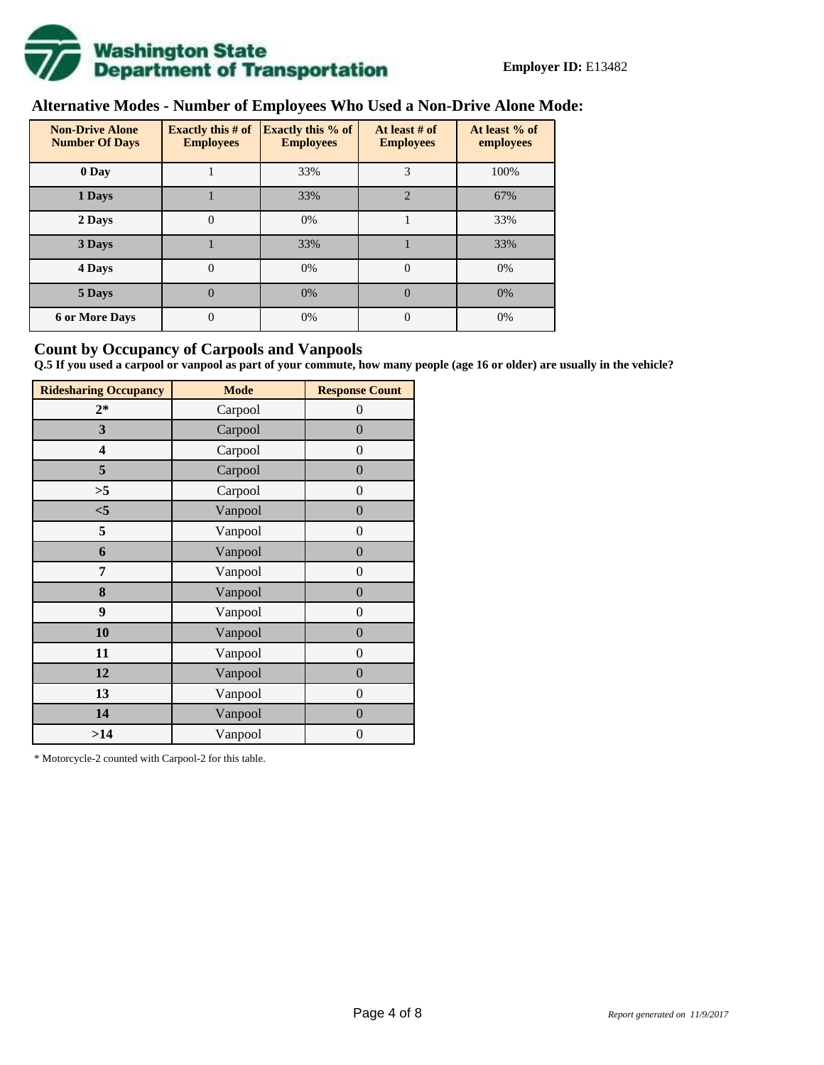**Employer ID:** E13482

## Alternative Modes - Number of Employees Who Used a Non-Drive Alone Mode:

| Non-Drive Alone Number Of Days | Exactly this # of Employees | Exactly this % of Employees | At least # of Employees | At least % of employees |
|---|---|---|---|---|
| 0 Day | 1 | 33% | 3 | 100% |
| 1 Days | 1 | 33% | 2 | 67% |
| 2 Days | 0 | 0% | 1 | 33% |
| 3 Days | 1 | 33% | 1 | 33% |
| 4 Days | 0 | 0% | 0 | 0% |
| 5 Days | 0 | 0% | 0 | 0% |
| 6 or More Days | 0 | 0% | 0 | 0% |

## Count by Occupancy of Carpools and Vanpools

**Q.5 If you used a carpool or vanpool as part of your commute, how many people (age 16 or older) are usually in the vehicle?**

| Ridesharing Occupancy | Mode | Response Count |
|---|---|---|
| 2* | Carpool | 0 |
| 3 | Carpool | 0 |
| 4 | Carpool | 0 |
| 5 | Carpool | 0 |
| >5 | Carpool | 0 |
| <5 | Vanpool | 0 |
| 5 | Vanpool | 0 |
| 6 | Vanpool | 0 |
| 7 | Vanpool | 0 |
| 8 | Vanpool | 0 |
| 9 | Vanpool | 0 |
| 10 | Vanpool | 0 |
| 11 | Vanpool | 0 |
| 12 | Vanpool | 0 |
| 13 | Vanpool | 0 |
| 14 | Vanpool | 0 |
| >14 | Vanpool | 0 |

* Motorcycle-2 counted with Carpool-2 for this table.

*Report generated on 11/9/2017*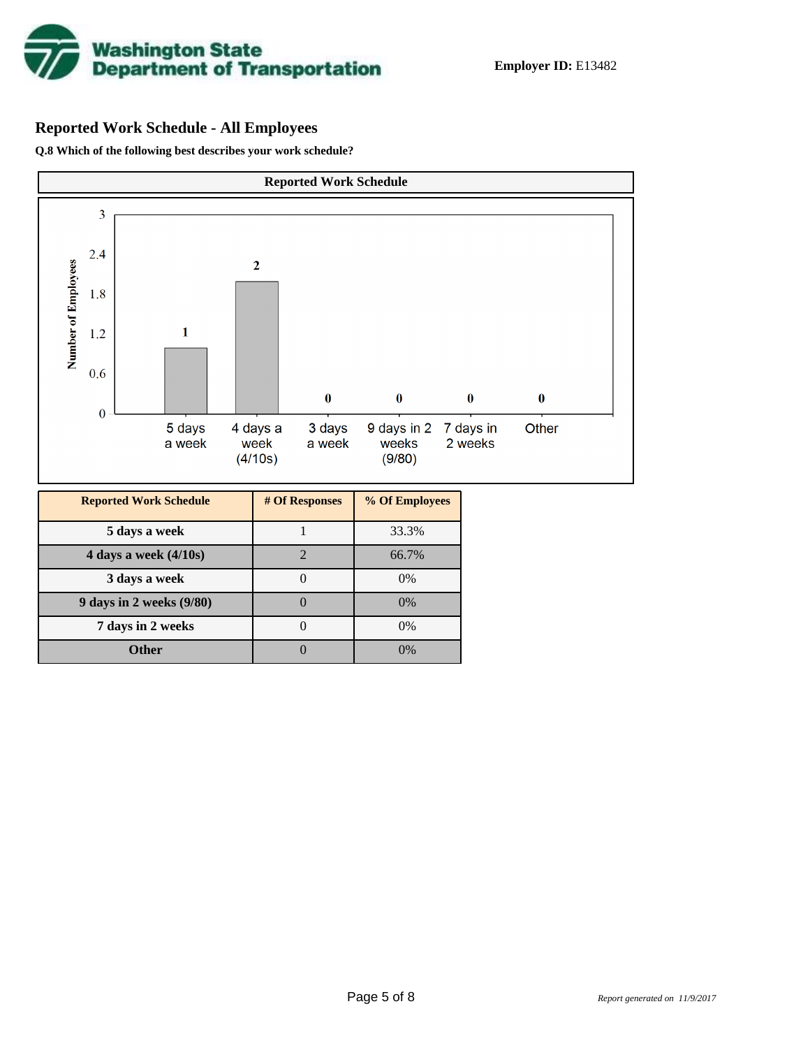Employer ID: E13482

## Reported Work Schedule - All Employees

**Q.8 Which of the following best describes your work schedule?**

| Reported Work Schedule | # Of Responses | % Of Employees |
|---|---|---|
| 5 days a week | 1 | 33.3% |
| 4 days a week (4/10s) | 2 | 66.7% |
| 3 days a week | 0 | 0% |
| 9 days in 2 weeks (9/80) | 0 | 0% |
| 7 days in 2 weeks | 0 | 0% |
| Other | 0 | 0% |

*Report generated on 11/9/2017*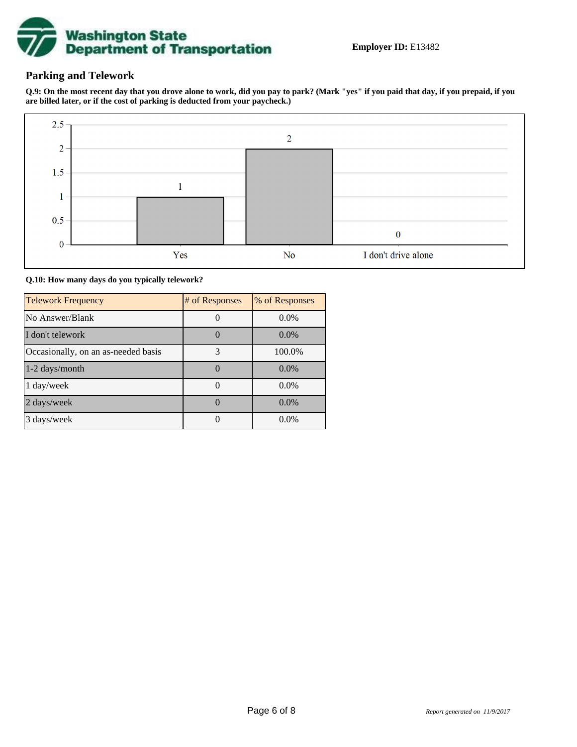**Employer ID:** E13482

## Parking and Telework

**Q.9: On the most recent day that you drove alone to work, did you pay to park? (Mark "yes" if you paid that day, if you prepaid, if you are billed later, or if the cost of parking is deducted from your paycheck.)**

| Response | Count |
|---|---|
| Yes | 1 |
| No | 2 |
| I don't drive alone | 0 |

**Q.10: How many days do you typically telework?**

| Telework Frequency | # of Responses | % of Responses |
|---|---|---|
| No Answer/Blank | 0 | 0.0% |
| I don't telework | 0 | 0.0% |
| Occasionally, on an as-needed basis | 3 | 100.0% |
| 1-2 days/month | 0 | 0.0% |
| 1 day/week | 0 | 0.0% |
| 2 days/week | 0 | 0.0% |
| 3 days/week | 0 | 0.0% |

*Report generated on 11/9/2017*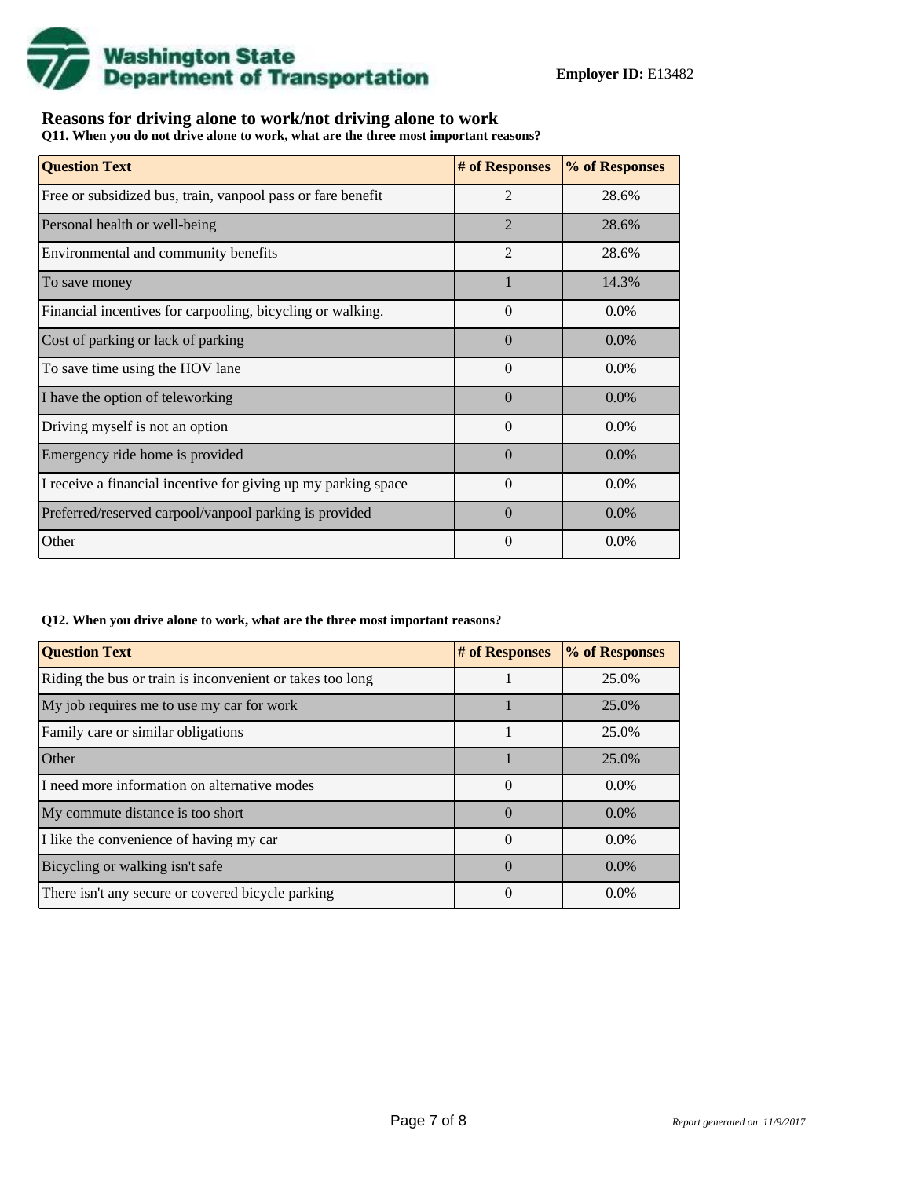**Employer ID:** E13482

## Reasons for driving alone to work/not driving alone to work

**Q11. When you do not drive alone to work, what are the three most important reasons?**

| Question Text | # of Responses | % of Responses |
| --- | --- | --- |
| Free or subsidized bus, train, vanpool pass or fare benefit | 2 | 28.6% |
| Personal health or well-being | 2 | 28.6% |
| Environmental and community benefits | 2 | 28.6% |
| To save money | 1 | 14.3% |
| Financial incentives for carpooling, bicycling or walking. | 0 | 0.0% |
| Cost of parking or lack of parking | 0 | 0.0% |
| To save time using the HOV lane | 0 | 0.0% |
| I have the option of teleworking | 0 | 0.0% |
| Driving myself is not an option | 0 | 0.0% |
| Emergency ride home is provided | 0 | 0.0% |
| I receive a financial incentive for giving up my parking space | 0 | 0.0% |
| Preferred/reserved carpool/vanpool parking is provided | 0 | 0.0% |
| Other | 0 | 0.0% |

**Q12. When you drive alone to work, what are the three most important reasons?**

| Question Text | # of Responses | % of Responses |
| --- | --- | --- |
| Riding the bus or train is inconvenient or takes too long | 1 | 25.0% |
| My job requires me to use my car for work | 1 | 25.0% |
| Family care or similar obligations | 1 | 25.0% |
| Other | 1 | 25.0% |
| I need more information on alternative modes | 0 | 0.0% |
| My commute distance is too short | 0 | 0.0% |
| I like the convenience of having my car | 0 | 0.0% |
| Bicycling or walking isn't safe | 0 | 0.0% |
| There isn't any secure or covered bicycle parking | 0 | 0.0% |

*Report generated on 11/9/2017*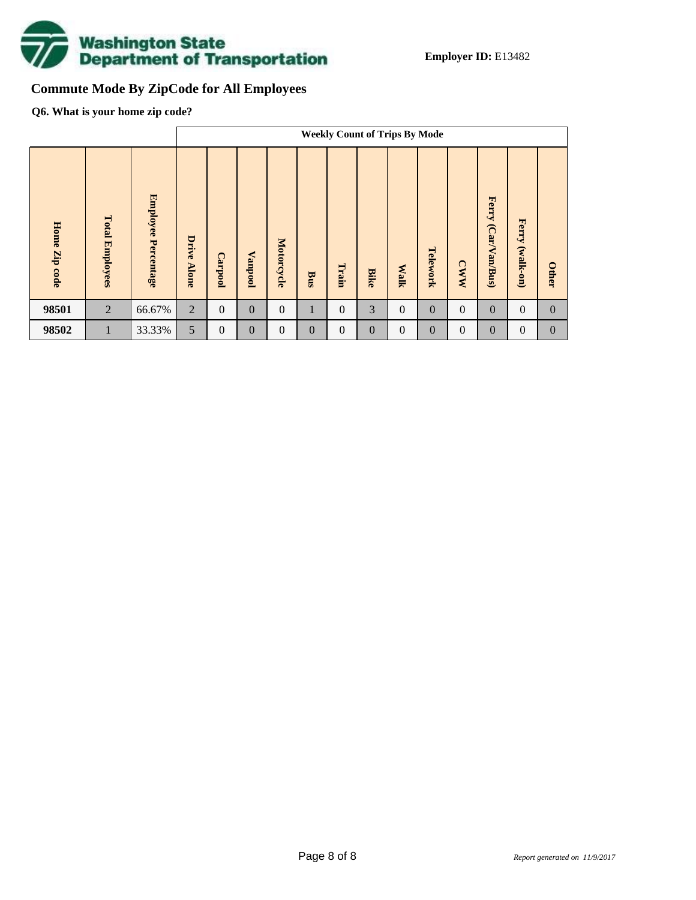**Employer ID:** E13482

## Commute Mode By ZipCode for All Employees

**Q6. What is your home zip code?**

| | | | Weekly Count of Trips By Mode | | | | | | | | | | | | | |
|---|---|---|---|---|---|---|---|---|---|---|---|---|---|---|---|---|
| Home Zip code | Total Employees | Employee Percentage | Drive Alone | Carpool | Vanpool | Motorcycle | Bus | Train | Bike | Walk | Telework | CWW | Ferry (Car/Van/Bus) | Ferry (walk-on) | Other |
| **98501** | 2 | 66.67% | 2 | 0 | 0 | 0 | 1 | 0 | 3 | 0 | 0 | 0 | 0 | 0 | 0 |
| **98502** | 1 | 33.33% | 5 | 0 | 0 | 0 | 0 | 0 | 0 | 0 | 0 | 0 | 0 | 0 | 0 |

*Report generated on 11/9/2017*